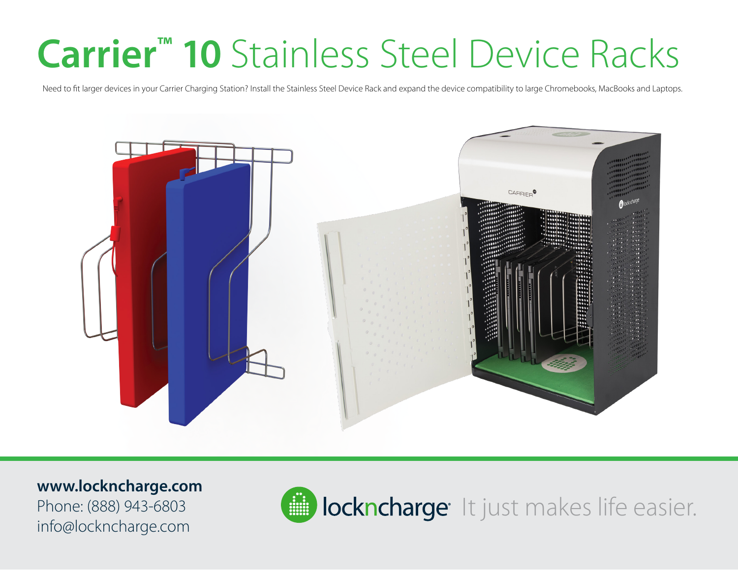# Carrier™ 10 Stainless Steel Device Racks

Need to fit larger devices in your Carrier Charging Station? Install the Stainless Steel Device Rack and expand the device compatibility to large Chromebooks, MacBooks and Laptops.

**www.lockncharge.com**
Phone: (888) 943-6803
info@lockncharge.com

lockncharge It just makes life easier.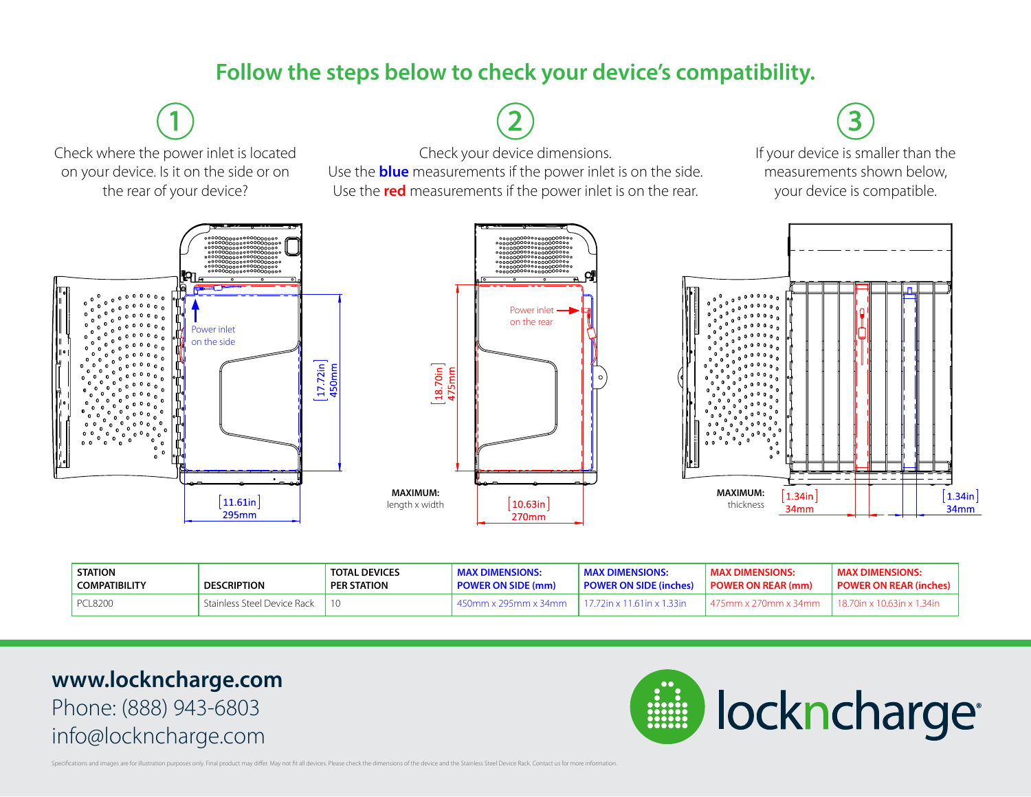# Follow the steps below to check your device's compatibility.

**1**

Check where the power inlet is located on your device. Is it on the side or on the rear of your device?

**2**

Check your device dimensions.
Use the **blue** measurements if the power inlet is on the side.
Use the **red** measurements if the power inlet is on the rear.

**3**

If your device is smaller than the measurements shown below, your device is compatible.

Power inlet on the side

[17.72in] 450mm

[11.61in] 295mm

Power inlet on the rear

[18.70in] 475mm

**MAXIMUM:** length x width

[10.63in] 270mm

**MAXIMUM:** thickness

[1.34in] 34mm

[1.34in] 34mm

| STATION COMPATIBILITY | DESCRIPTION | TOTAL DEVICES PER STATION | MAX DIMENSIONS: POWER ON SIDE (mm) | MAX DIMENSIONS: POWER ON SIDE (inches) | MAX DIMENSIONS: POWER ON REAR (mm) | MAX DIMENSIONS: POWER ON REAR (inches) |
|---|---|---|---|---|---|---|
| PCL8200 | Stainless Steel Device Rack | 10 | 450mm x 295mm x 34mm | 17.72in x 11.61in x 1.33in | 475mm x 270mm x 34mm | 18.70in x 10.63in x 1.34in |

**www.lockncharge.com**
Phone: (888) 943-6803
info@lockncharge.com

lockncharge®

Specifications and images are for illustration purposes only. Final product may differ. May not fit all devices. Please check the dimensions of the device and the Stainless Steel Device Rack. Contact us for more information.